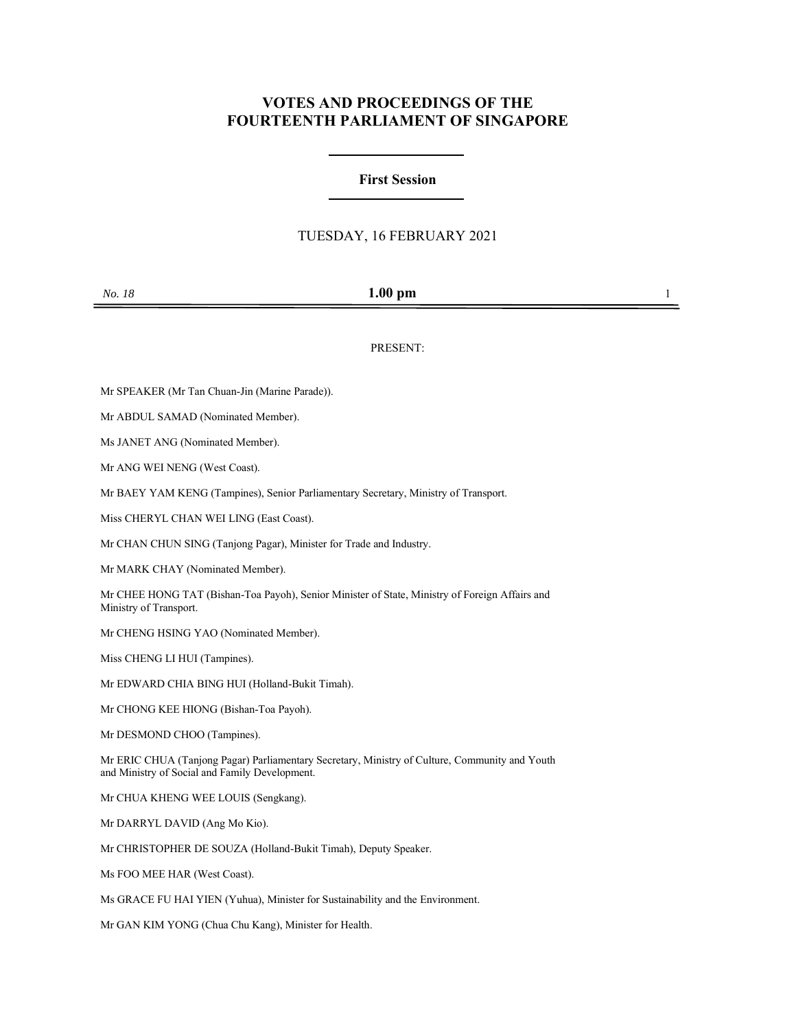# VOTES AND PROCEEDINGS OF THE FOURTEENTH PARLIAMENT OF SINGAPORE

## First Session

TUESDAY, 16 FEBRUARY 2021

*No. 18* **1.00 pm**

PRESENT:

Mr SPEAKER (Mr Tan Chuan-Jin (Marine Parade)).

Mr ABDUL SAMAD (Nominated Member).

Ms JANET ANG (Nominated Member).

Mr ANG WEI NENG (West Coast).

Mr BAEY YAM KENG (Tampines), Senior Parliamentary Secretary, Ministry of Transport.

Miss CHERYL CHAN WEI LING (East Coast).

Mr CHAN CHUN SING (Tanjong Pagar), Minister for Trade and Industry.

Mr MARK CHAY (Nominated Member).

Mr CHEE HONG TAT (Bishan-Toa Payoh), Senior Minister of State, Ministry of Foreign Affairs and Ministry of Transport.

Mr CHENG HSING YAO (Nominated Member).

Miss CHENG LI HUI (Tampines).

Mr EDWARD CHIA BING HUI (Holland-Bukit Timah).

Mr CHONG KEE HIONG (Bishan-Toa Payoh).

Mr DESMOND CHOO (Tampines).

Mr ERIC CHUA (Tanjong Pagar) Parliamentary Secretary, Ministry of Culture, Community and Youth and Ministry of Social and Family Development.

Mr CHUA KHENG WEE LOUIS (Sengkang).

Mr DARRYL DAVID (Ang Mo Kio).

Mr CHRISTOPHER DE SOUZA (Holland-Bukit Timah), Deputy Speaker.

Ms FOO MEE HAR (West Coast).

Ms GRACE FU HAI YIEN (Yuhua), Minister for Sustainability and the Environment.

Mr GAN KIM YONG (Chua Chu Kang), Minister for Health.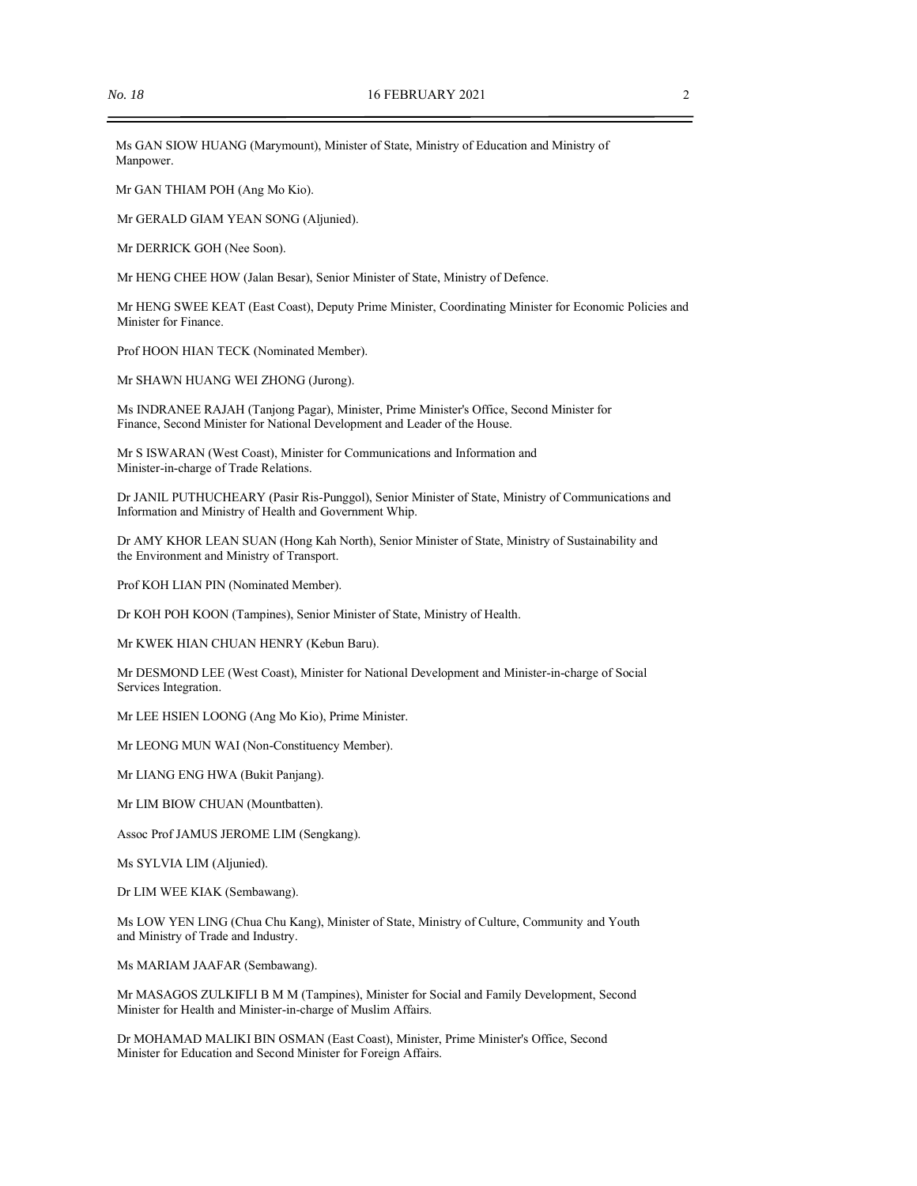Ms GAN SIOW HUANG (Marymount), Minister of State, Ministry of Education and Ministry of Manpower.

Mr GAN THIAM POH (Ang Mo Kio).

Mr GERALD GIAM YEAN SONG (Aljunied).

Mr DERRICK GOH (Nee Soon).

Mr HENG CHEE HOW (Jalan Besar), Senior Minister of State, Ministry of Defence.

Mr HENG SWEE KEAT (East Coast), Deputy Prime Minister, Coordinating Minister for Economic Policies and Minister for Finance.

Prof HOON HIAN TECK (Nominated Member).

Mr SHAWN HUANG WEI ZHONG (Jurong).

Ms INDRANEE RAJAH (Tanjong Pagar), Minister, Prime Minister's Office, Second Minister for Finance, Second Minister for National Development and Leader of the House.

Mr S ISWARAN (West Coast), Minister for Communications and Information and Minister-in-charge of Trade Relations.

Dr JANIL PUTHUCHEARY (Pasir Ris-Punggol), Senior Minister of State, Ministry of Communications and Information and Ministry of Health and Government Whip.

Dr AMY KHOR LEAN SUAN (Hong Kah North), Senior Minister of State, Ministry of Sustainability and the Environment and Ministry of Transport.

Prof KOH LIAN PIN (Nominated Member).

Dr KOH POH KOON (Tampines), Senior Minister of State, Ministry of Health.

Mr KWEK HIAN CHUAN HENRY (Kebun Baru).

Mr DESMOND LEE (West Coast), Minister for National Development and Minister-in-charge of Social Services Integration.

Mr LEE HSIEN LOONG (Ang Mo Kio), Prime Minister.

Mr LEONG MUN WAI (Non-Constituency Member).

Mr LIANG ENG HWA (Bukit Panjang).

Mr LIM BIOW CHUAN (Mountbatten).

Assoc Prof JAMUS JEROME LIM (Sengkang).

Ms SYLVIA LIM (Aljunied).

Dr LIM WEE KIAK (Sembawang).

Ms LOW YEN LING (Chua Chu Kang), Minister of State, Ministry of Culture, Community and Youth and Ministry of Trade and Industry.

Ms MARIAM JAAFAR (Sembawang).

Mr MASAGOS ZULKIFLI B M M (Tampines), Minister for Social and Family Development, Second Minister for Health and Minister-in-charge of Muslim Affairs.

Dr MOHAMAD MALIKI BIN OSMAN (East Coast), Minister, Prime Minister's Office, Second Minister for Education and Second Minister for Foreign Affairs.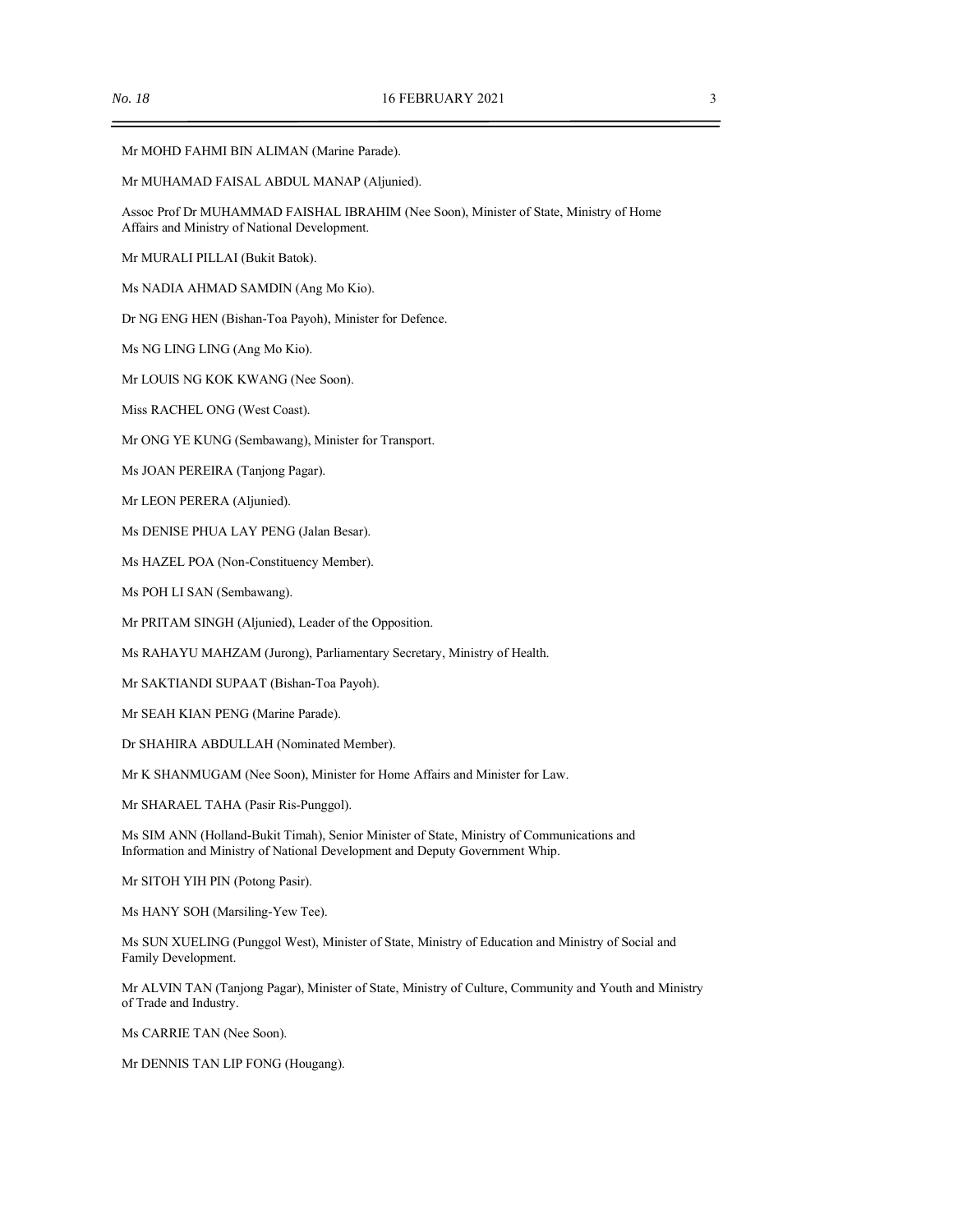Mr MOHD FAHMI BIN ALIMAN (Marine Parade).

Mr MUHAMAD FAISAL ABDUL MANAP (Aljunied).

Assoc Prof Dr MUHAMMAD FAISHAL IBRAHIM (Nee Soon), Minister of State, Ministry of Home Affairs and Ministry of National Development.

Mr MURALI PILLAI (Bukit Batok).

Ms NADIA AHMAD SAMDIN (Ang Mo Kio).

Dr NG ENG HEN (Bishan-Toa Payoh), Minister for Defence.

Ms NG LING LING (Ang Mo Kio).

Mr LOUIS NG KOK KWANG (Nee Soon).

Miss RACHEL ONG (West Coast).

Mr ONG YE KUNG (Sembawang), Minister for Transport.

Ms JOAN PEREIRA (Tanjong Pagar).

Mr LEON PERERA (Aljunied).

Ms DENISE PHUA LAY PENG (Jalan Besar).

Ms HAZEL POA (Non-Constituency Member).

Ms POH LI SAN (Sembawang).

Mr PRITAM SINGH (Aljunied), Leader of the Opposition.

Ms RAHAYU MAHZAM (Jurong), Parliamentary Secretary, Ministry of Health.

Mr SAKTIANDI SUPAAT (Bishan-Toa Payoh).

Mr SEAH KIAN PENG (Marine Parade).

Dr SHAHIRA ABDULLAH (Nominated Member).

Mr K SHANMUGAM (Nee Soon), Minister for Home Affairs and Minister for Law.

Mr SHARAEL TAHA (Pasir Ris-Punggol).

Ms SIM ANN (Holland-Bukit Timah), Senior Minister of State, Ministry of Communications and Information and Ministry of National Development and Deputy Government Whip.

Mr SITOH YIH PIN (Potong Pasir).

Ms HANY SOH (Marsiling-Yew Tee).

Ms SUN XUELING (Punggol West), Minister of State, Ministry of Education and Ministry of Social and Family Development.

Mr ALVIN TAN (Tanjong Pagar), Minister of State, Ministry of Culture, Community and Youth and Ministry of Trade and Industry.

Ms CARRIE TAN (Nee Soon).

Mr DENNIS TAN LIP FONG (Hougang).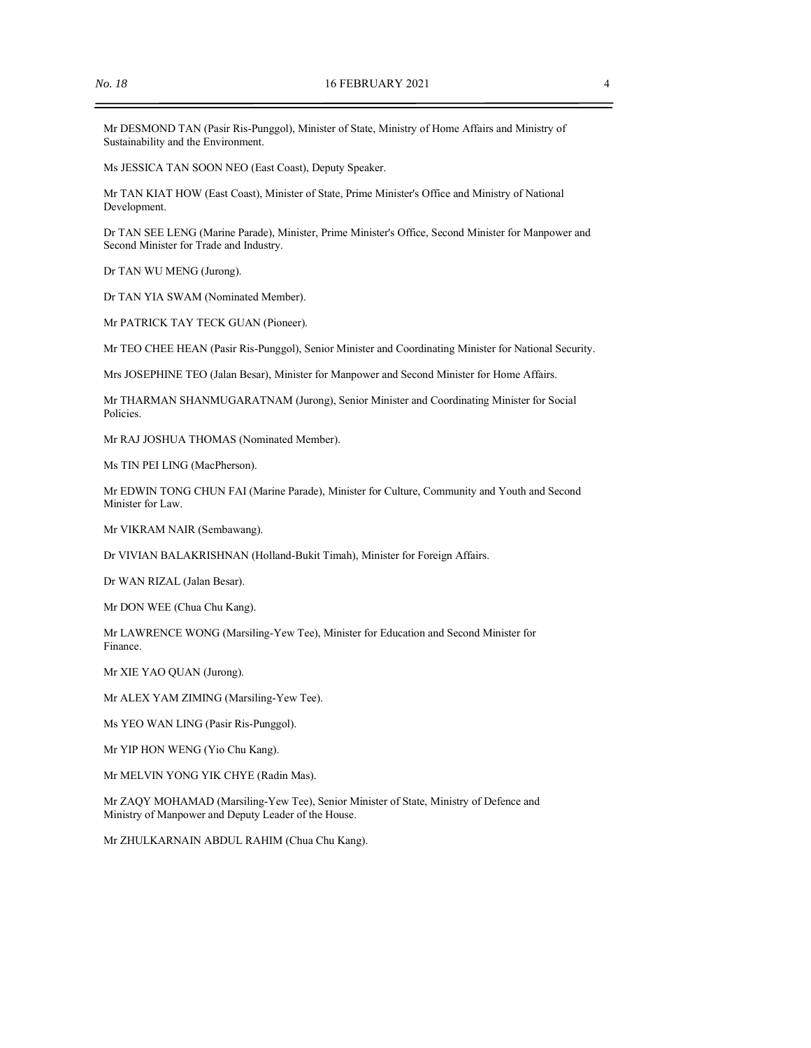Mr DESMOND TAN (Pasir Ris-Punggol), Minister of State, Ministry of Home Affairs and Ministry of Sustainability and the Environment.

Ms JESSICA TAN SOON NEO (East Coast), Deputy Speaker.

Mr TAN KIAT HOW (East Coast), Minister of State, Prime Minister's Office and Ministry of National Development.

Dr TAN SEE LENG (Marine Parade), Minister, Prime Minister's Office, Second Minister for Manpower and Second Minister for Trade and Industry.

Dr TAN WU MENG (Jurong).

Dr TAN YIA SWAM (Nominated Member).

Mr PATRICK TAY TECK GUAN (Pioneer).

Mr TEO CHEE HEAN (Pasir Ris-Punggol), Senior Minister and Coordinating Minister for National Security.

Mrs JOSEPHINE TEO (Jalan Besar), Minister for Manpower and Second Minister for Home Affairs.

Mr THARMAN SHANMUGARATNAM (Jurong), Senior Minister and Coordinating Minister for Social Policies.

Mr RAJ JOSHUA THOMAS (Nominated Member).

Ms TIN PEI LING (MacPherson).

Mr EDWIN TONG CHUN FAI (Marine Parade), Minister for Culture, Community and Youth and Second Minister for Law.

Mr VIKRAM NAIR (Sembawang).

Dr VIVIAN BALAKRISHNAN (Holland-Bukit Timah), Minister for Foreign Affairs.

Dr WAN RIZAL (Jalan Besar).

Mr DON WEE (Chua Chu Kang).

Mr LAWRENCE WONG (Marsiling-Yew Tee), Minister for Education and Second Minister for Finance.

Mr XIE YAO QUAN (Jurong).

Mr ALEX YAM ZIMING (Marsiling-Yew Tee).

Ms YEO WAN LING (Pasir Ris-Punggol).

Mr YIP HON WENG (Yio Chu Kang).

Mr MELVIN YONG YIK CHYE (Radin Mas).

Mr ZAQY MOHAMAD (Marsiling-Yew Tee), Senior Minister of State, Ministry of Defence and Ministry of Manpower and Deputy Leader of the House.

Mr ZHULKARNAIN ABDUL RAHIM (Chua Chu Kang).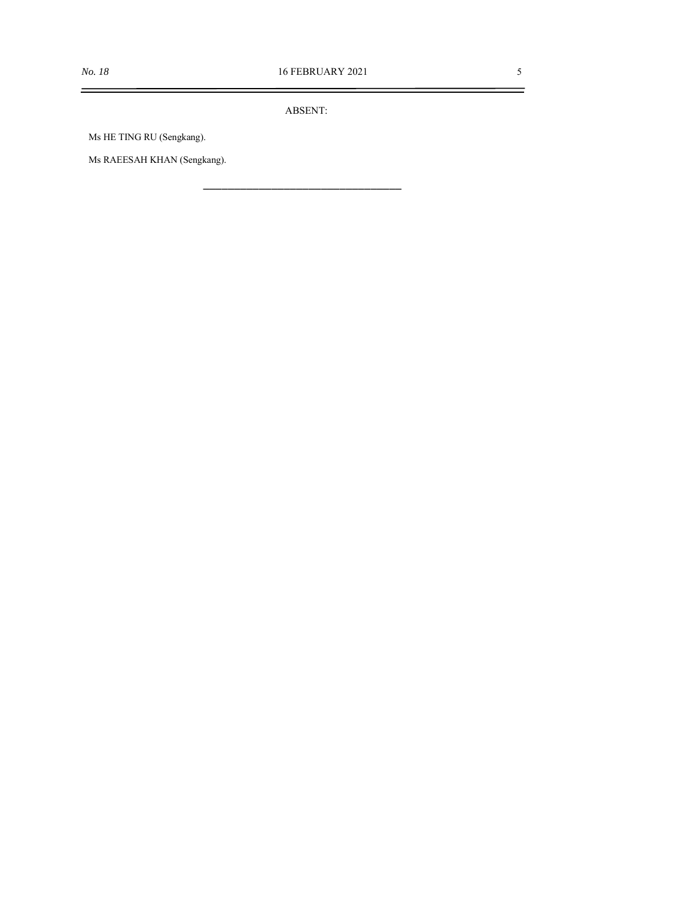ABSENT:

Ms HE TING RU (Sengkang).

Ms RAEESAH KHAN (Sengkang).

---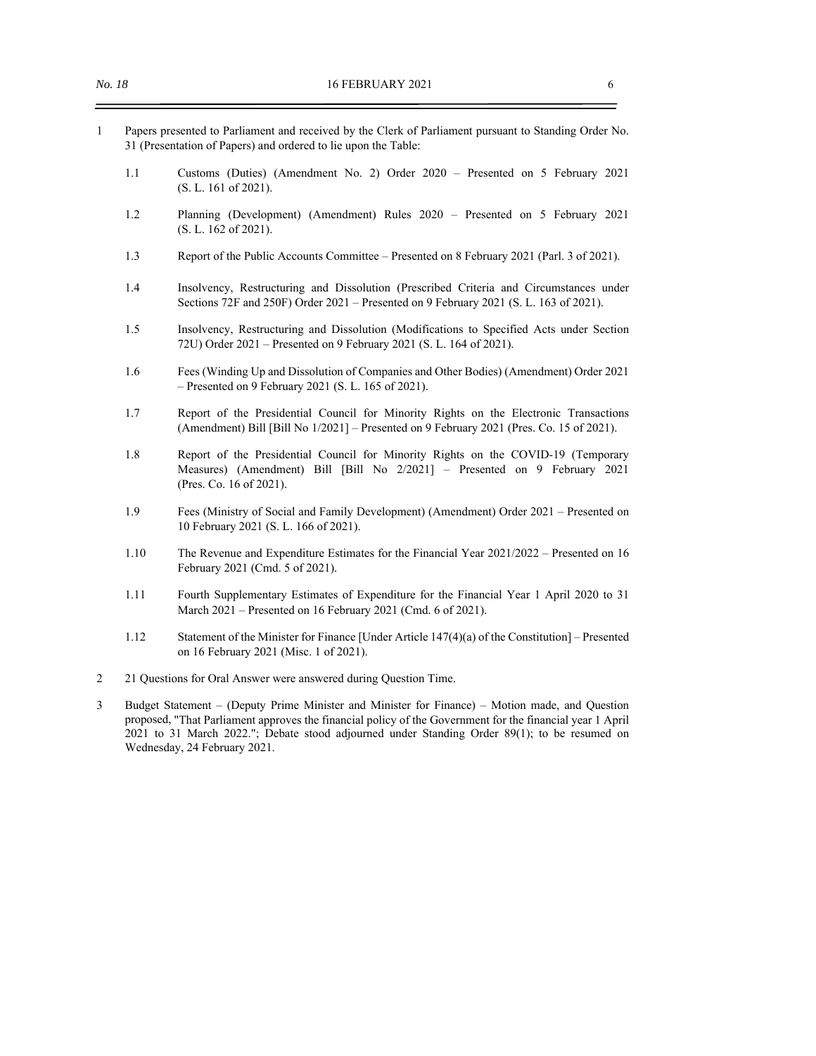1 Papers presented to Parliament and received by the Clerk of Parliament pursuant to Standing Order No. 31 (Presentation of Papers) and ordered to lie upon the Table:

1.1 Customs (Duties) (Amendment No. 2) Order 2020 – Presented on 5 February 2021 (S. L. 161 of 2021).

1.2 Planning (Development) (Amendment) Rules 2020 – Presented on 5 February 2021 (S. L. 162 of 2021).

1.3 Report of the Public Accounts Committee – Presented on 8 February 2021 (Parl. 3 of 2021).

1.4 Insolvency, Restructuring and Dissolution (Prescribed Criteria and Circumstances under Sections 72F and 250F) Order 2021 – Presented on 9 February 2021 (S. L. 163 of 2021).

1.5 Insolvency, Restructuring and Dissolution (Modifications to Specified Acts under Section 72U) Order 2021 – Presented on 9 February 2021 (S. L. 164 of 2021).

1.6 Fees (Winding Up and Dissolution of Companies and Other Bodies) (Amendment) Order 2021 – Presented on 9 February 2021 (S. L. 165 of 2021).

1.7 Report of the Presidential Council for Minority Rights on the Electronic Transactions (Amendment) Bill [Bill No 1/2021] – Presented on 9 February 2021 (Pres. Co. 15 of 2021).

1.8 Report of the Presidential Council for Minority Rights on the COVID-19 (Temporary Measures) (Amendment) Bill [Bill No 2/2021] – Presented on 9 February 2021 (Pres. Co. 16 of 2021).

1.9 Fees (Ministry of Social and Family Development) (Amendment) Order 2021 – Presented on 10 February 2021 (S. L. 166 of 2021).

1.10 The Revenue and Expenditure Estimates for the Financial Year 2021/2022 – Presented on 16 February 2021 (Cmd. 5 of 2021).

1.11 Fourth Supplementary Estimates of Expenditure for the Financial Year 1 April 2020 to 31 March 2021 – Presented on 16 February 2021 (Cmd. 6 of 2021).

1.12 Statement of the Minister for Finance [Under Article 147(4)(a) of the Constitution] – Presented on 16 February 2021 (Misc. 1 of 2021).

2 21 Questions for Oral Answer were answered during Question Time.

3 Budget Statement – (Deputy Prime Minister and Minister for Finance) – Motion made, and Question proposed, "That Parliament approves the financial policy of the Government for the financial year 1 April 2021 to 31 March 2022."; Debate stood adjourned under Standing Order 89(1); to be resumed on Wednesday, 24 February 2021.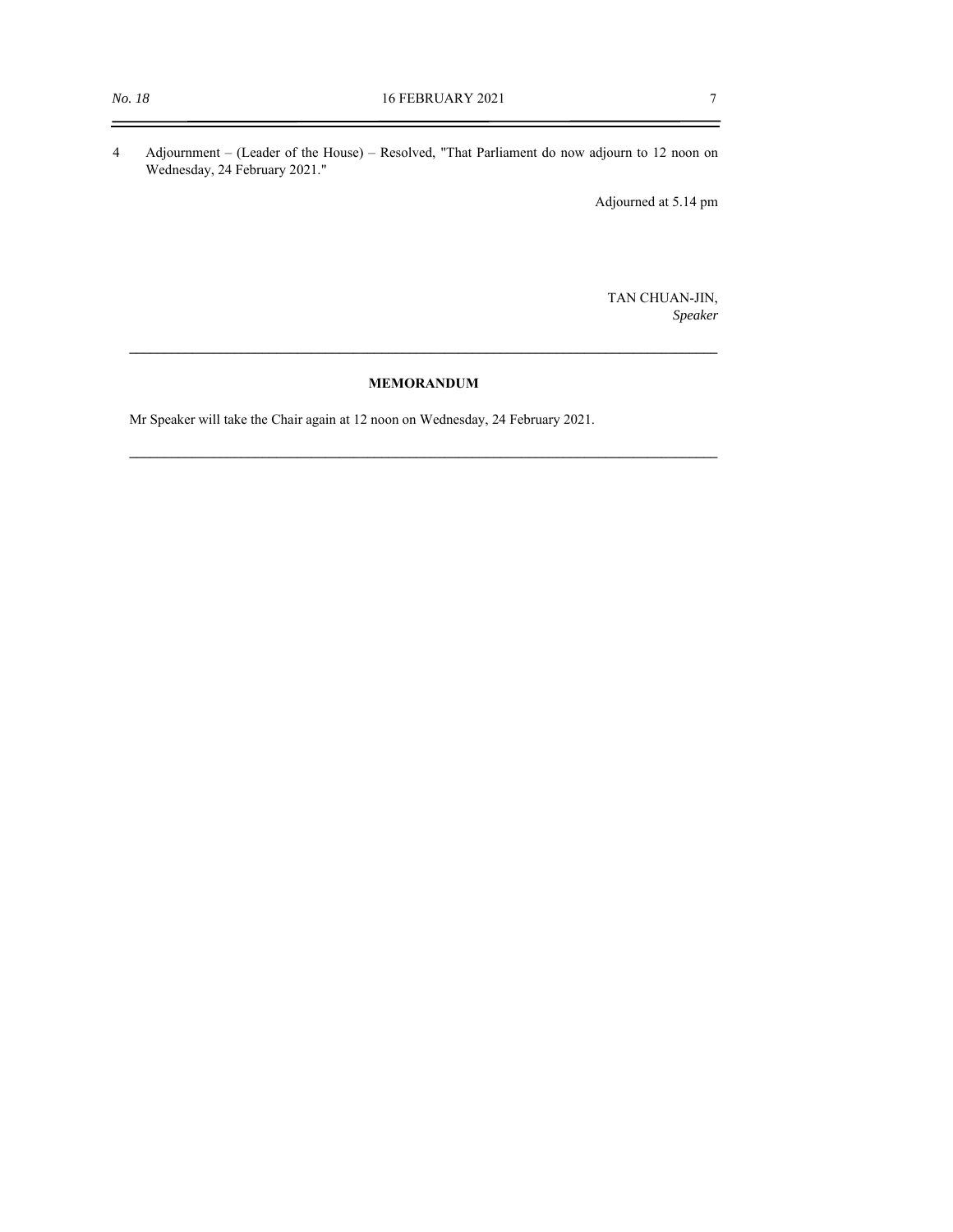4 Adjournment – (Leader of the House) – Resolved, "That Parliament do now adjourn to 12 noon on Wednesday, 24 February 2021."

Adjourned at 5.14 pm

TAN CHUAN-JIN,
*Speaker*

---

**MEMORANDUM**

Mr Speaker will take the Chair again at 12 noon on Wednesday, 24 February 2021.

---